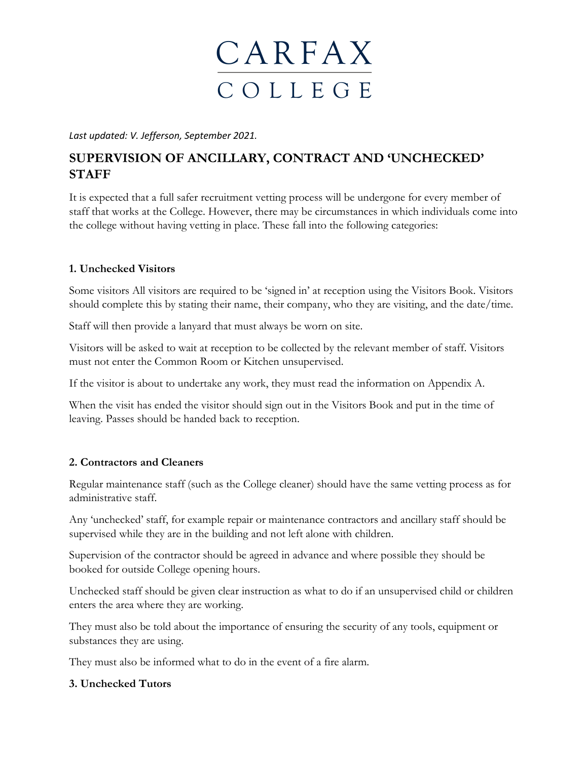# CARFAX COLLEGE

*Last updated: V. Jefferson, September 2021.*

## SUPERVISION OF ANCILLARY, CONTRACT AND 'UNCHECKED' STAFF

It is expected that a full safer recruitment vetting process will be undergone for every member of staff that works at the College. However, there may be circumstances in which individuals come into the college without having vetting in place. These fall into the following categories:

### 1. Unchecked Visitors

Some visitors All visitors are required to be 'signed in' at reception using the Visitors Book. Visitors should complete this by stating their name, their company, who they are visiting, and the date/time.

Staff will then provide a lanyard that must always be worn on site.

Visitors will be asked to wait at reception to be collected by the relevant member of staff. Visitors must not enter the Common Room or Kitchen unsupervised.

If the visitor is about to undertake any work, they must read the information on Appendix A.

When the visit has ended the visitor should sign out in the Visitors Book and put in the time of leaving. Passes should be handed back to reception.

### 2. Contractors and Cleaners

Regular maintenance staff (such as the College cleaner) should have the same vetting process as for administrative staff.

Any 'unchecked' staff, for example repair or maintenance contractors and ancillary staff should be supervised while they are in the building and not left alone with children.

Supervision of the contractor should be agreed in advance and where possible they should be booked for outside College opening hours.

Unchecked staff should be given clear instruction as what to do if an unsupervised child or children enters the area where they are working.

They must also be told about the importance of ensuring the security of any tools, equipment or substances they are using.

They must also be informed what to do in the event of a fire alarm.

### 3. Unchecked Tutors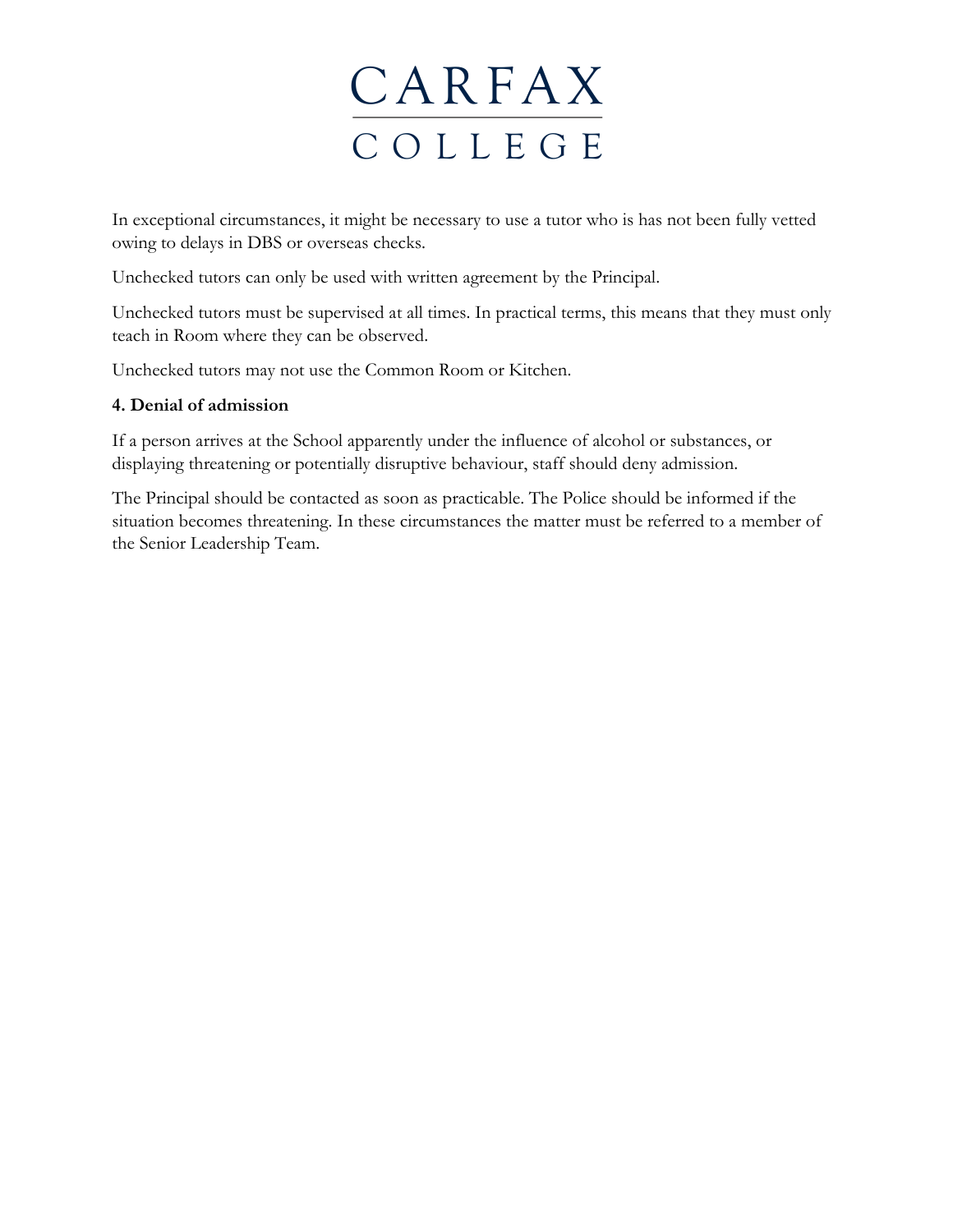In exceptional circumstances, it might be necessary to use a tutor who is has not been fully vetted owing to delays in DBS or overseas checks.

Unchecked tutors can only be used with written agreement by the Principal.

Unchecked tutors must be supervised at all times. In practical terms, this means that they must only teach in Room where they can be observed.

Unchecked tutors may not use the Common Room or Kitchen.

**4. Denial of admission**

If a person arrives at the School apparently under the influence of alcohol or substances, or displaying threatening or potentially disruptive behaviour, staff should deny admission.

The Principal should be contacted as soon as practicable. The Police should be informed if the situation becomes threatening. In these circumstances the matter must be referred to a member of the Senior Leadership Team.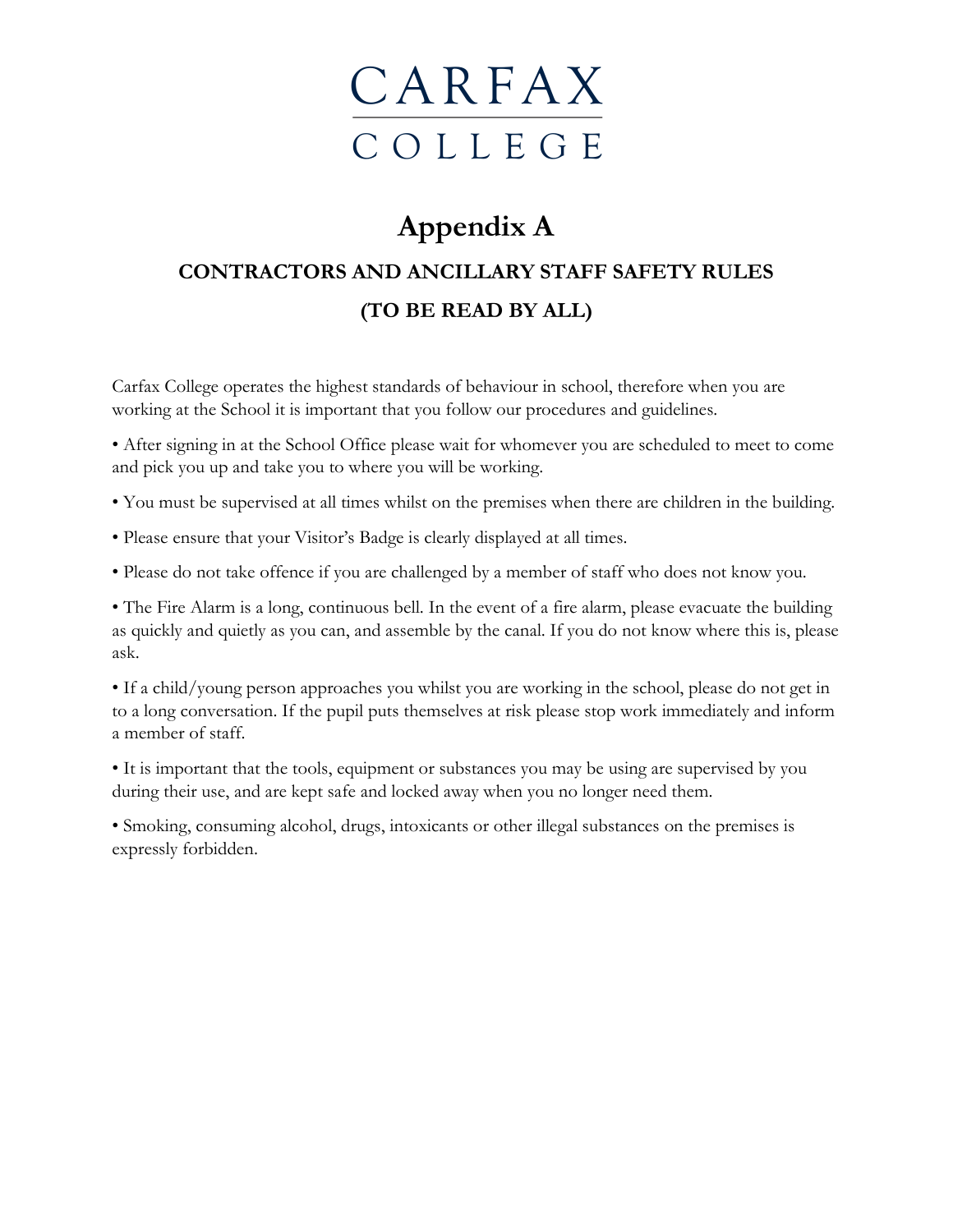# CARFAX COLLEGE

## Appendix A

### CONTRACTORS AND ANCILLARY STAFF SAFETY RULES

### (TO BE READ BY ALL)

Carfax College operates the highest standards of behaviour in school, therefore when you are working at the School it is important that you follow our procedures and guidelines.

• After signing in at the School Office please wait for whomever you are scheduled to meet to come and pick you up and take you to where you will be working.

• You must be supervised at all times whilst on the premises when there are children in the building.

• Please ensure that your Visitor's Badge is clearly displayed at all times.

• Please do not take offence if you are challenged by a member of staff who does not know you.

• The Fire Alarm is a long, continuous bell. In the event of a fire alarm, please evacuate the building as quickly and quietly as you can, and assemble by the canal. If you do not know where this is, please ask.

• If a child/young person approaches you whilst you are working in the school, please do not get in to a long conversation. If the pupil puts themselves at risk please stop work immediately and inform a member of staff.

• It is important that the tools, equipment or substances you may be using are supervised by you during their use, and are kept safe and locked away when you no longer need them.

• Smoking, consuming alcohol, drugs, intoxicants or other illegal substances on the premises is expressly forbidden.